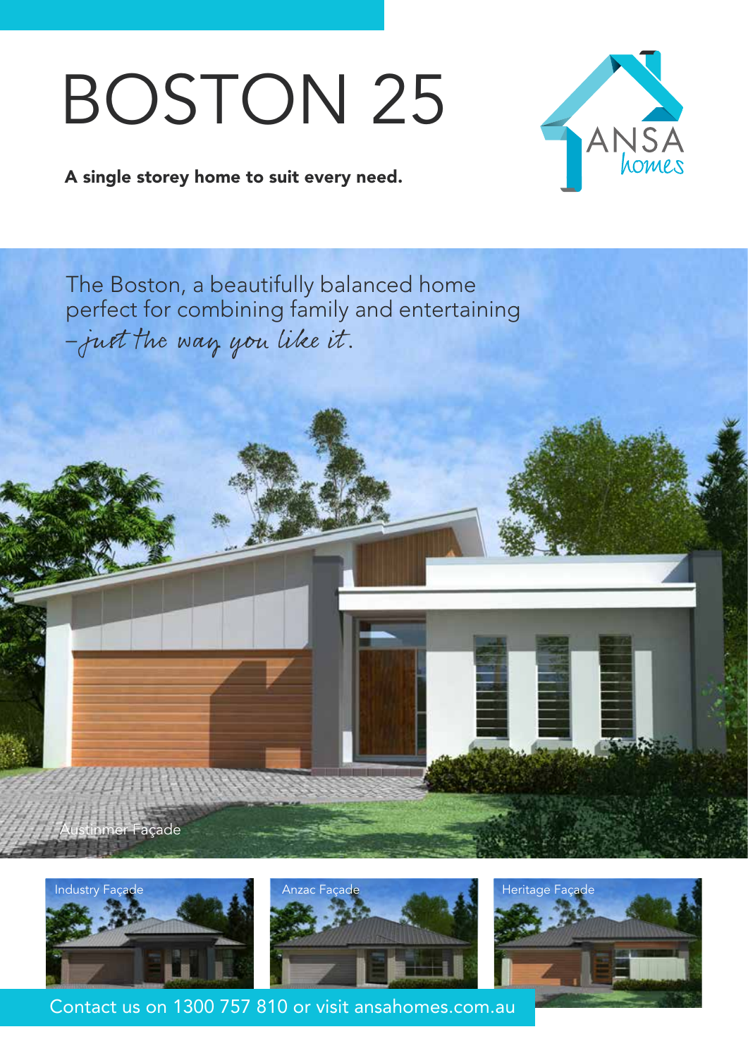# BOSTON 25

**A single storey home to suit every need.**

ANSA homes

The Boston, a beautifully balanced home perfect for combining family and entertaining *– just the way you like it.*

Austinmer Façade

Industry Façade

Anzac Façade

Heritage Façade

Contact us on 1300 757 810 or visit ansahomes.com.au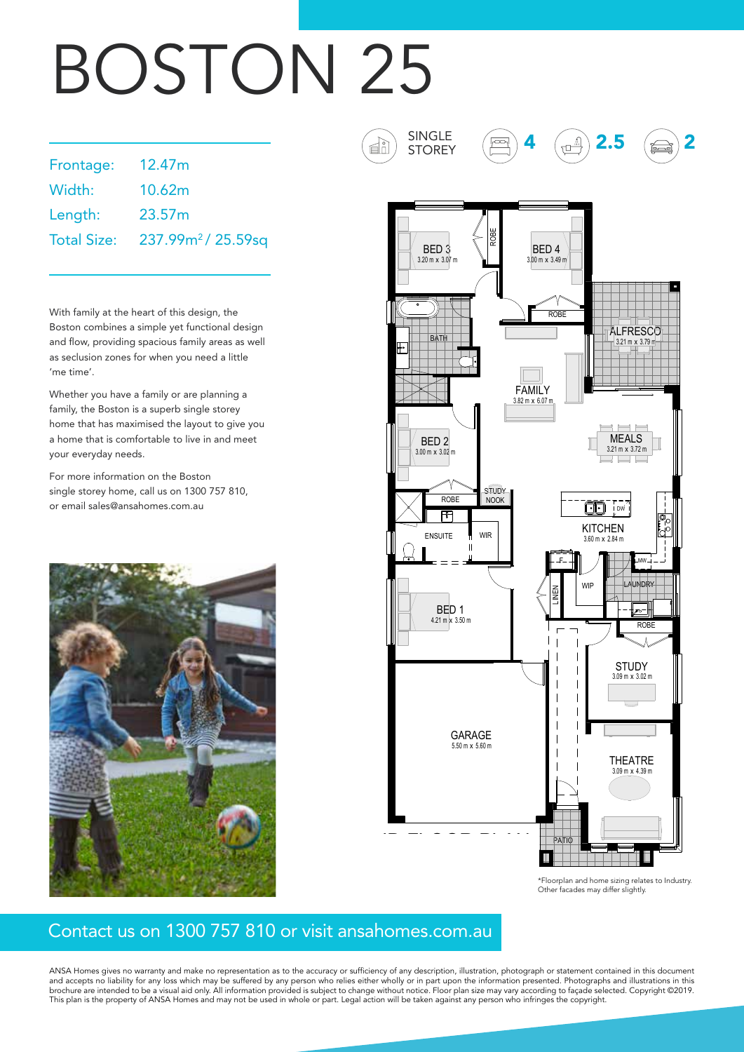# BOSTON 25

| | |
|---|---|
| Frontage: | 12.47m |
| Width: | 10.62m |
| Length: | 23.57m |
| Total Size: | 237.99m² / 25.59sq |

With family at the heart of this design, the Boston combines a simple yet functional design and flow, providing spacious family areas as well as seclusion zones for when you need a little 'me time'.

Whether you have a family or are planning a family, the Boston is a superb single storey home that has maximised the layout to give you a home that is comfortable to live in and meet your everyday needs.

For more information on the Boston single storey home, call us on 1300 757 810, or email sales@ansahomes.com.au

SINGLE STOREY 4 2.5 2

BED 3
3.20 m x 3.07 m

BED 4
3.00 m x 3.49 m

ROBE

BATH

ALFRESCO
3.21 m x 3.79 m

FAMILY
3.82 m x 6.07 m

BED 2
3.00 m x 3.02 m

MEALS
3.21 m x 3.72 m

STUDY NOOK

ENSUITE

WIR

KITCHEN
3.60 m x 2.84 m

DW

MW

WIP

LINEN

LAUNDRY

BED 1
4.21 m x 3.50 m

STUDY
3.09 m x 3.02 m

GARAGE
5.50 m x 5.60 m

THEATRE
3.09 m x 4.39 m

PATIO

*Floorplan and home sizing relates to Industry. Other facades may differ slightly.

Contact us on 1300 757 810 or visit ansahomes.com.au

ANSA Homes gives no warranty and make no representation as to the accuracy or sufficiency of any description, illustration, photograph or statement contained in this document and accepts no liability for any loss which may be suffered by any person who relies either wholly or in part upon the information presented. Photographs and illustrations in this brochure are intended to be a visual aid only. All information provided is subject to change without notice. Floor plan size may vary according to façade selected. Copyright ©2019. This plan is the property of ANSA Homes and may not be used in whole or part. Legal action will be taken against any person who infringes the copyright.